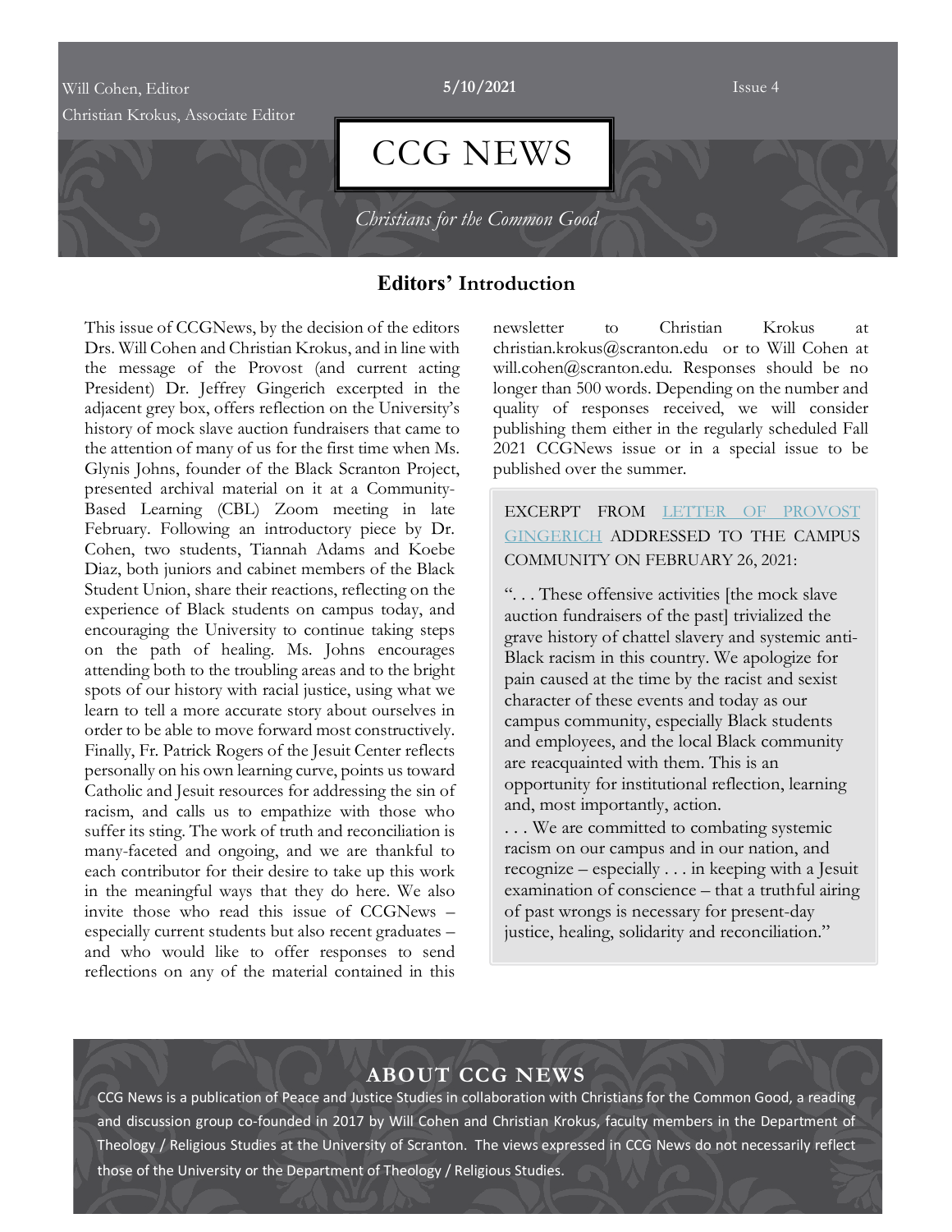Will Cohen, Editor

Christian Krokus, Associate Editor

**5/10/2021**

Issue 4

# CCG NEWS

*Christians for the Common Good*

## Editors' Introduction

This issue of CCGNews, by the decision of the editors Drs. Will Cohen and Christian Krokus, and in line with the message of the Provost (and current acting President) Dr. Jeffrey Gingerich excerpted in the adjacent grey box, offers reflection on the University's history of mock slave auction fundraisers that came to the attention of many of us for the first time when Ms. Glynis Johns, founder of the Black Scranton Project, presented archival material on it at a Community-Based Learning (CBL) Zoom meeting in late February. Following an introductory piece by Dr. Cohen, two students, Tiannah Adams and Koebe Diaz, both juniors and cabinet members of the Black Student Union, share their reactions, reflecting on the experience of Black students on campus today, and encouraging the University to continue taking steps on the path of healing. Ms. Johns encourages attending both to the troubling areas and to the bright spots of our history with racial justice, using what we learn to tell a more accurate story about ourselves in order to be able to move forward most constructively. Finally, Fr. Patrick Rogers of the Jesuit Center reflects personally on his own learning curve, points us toward Catholic and Jesuit resources for addressing the sin of racism, and calls us to empathize with those who suffer its sting. The work of truth and reconciliation is many-faceted and ongoing, and we are thankful to each contributor for their desire to take up this work in the meaningful ways that they do here. We also invite those who read this issue of CCGNews – especially current students but also recent graduates – and who would like to offer responses to send reflections on any of the material contained in this newsletter to Christian Krokus at christian.krokus@scranton.edu or to Will Cohen at will.cohen@scranton.edu. Responses should be no longer than 500 words. Depending on the number and quality of responses received, we will consider publishing them either in the regularly scheduled Fall 2021 CCGNews issue or in a special issue to be published over the summer.

> EXCERPT FROM LETTER OF PROVOST GINGERICH ADDRESSED TO THE CAMPUS COMMUNITY ON FEBRUARY 26, 2021:
>
> ". . . These offensive activities [the mock slave auction fundraisers of the past] trivialized the grave history of chattel slavery and systemic anti-Black racism in this country. We apologize for pain caused at the time by the racist and sexist character of these events and today as our campus community, especially Black students and employees, and the local Black community are reacquainted with them. This is an opportunity for institutional reflection, learning and, most importantly, action.
>
> . . . We are committed to combating systemic racism on our campus and in our nation, and recognize – especially . . . in keeping with a Jesuit examination of conscience – that a truthful airing of past wrongs is necessary for present-day justice, healing, solidarity and reconciliation."

## ABOUT CCG NEWS

CCG News is a publication of Peace and Justice Studies in collaboration with Christians for the Common Good, a reading and discussion group co-founded in 2017 by Will Cohen and Christian Krokus, faculty members in the Department of Theology / Religious Studies at the University of Scranton. The views expressed in CCG News do not necessarily reflect those of the University or the Department of Theology / Religious Studies.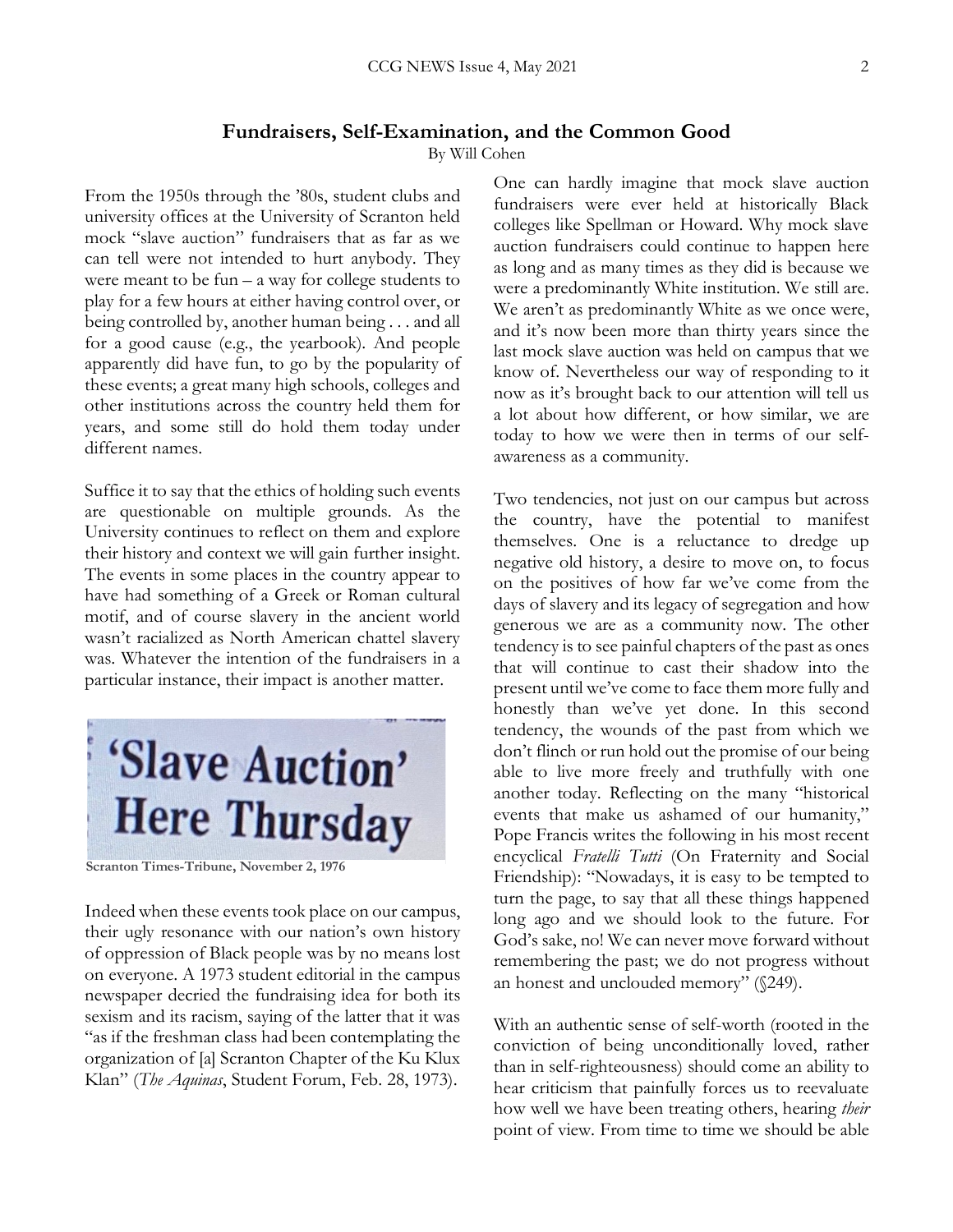## Fundraisers, Self-Examination, and the Common Good

By Will Cohen

From the 1950s through the '80s, student clubs and university offices at the University of Scranton held mock "slave auction" fundraisers that as far as we can tell were not intended to hurt anybody. They were meant to be fun – a way for college students to play for a few hours at either having control over, or being controlled by, another human being . . . and all for a good cause (e.g., the yearbook). And people apparently did have fun, to go by the popularity of these events; a great many high schools, colleges and other institutions across the country held them for years, and some still do hold them today under different names.

Suffice it to say that the ethics of holding such events are questionable on multiple grounds. As the University continues to reflect on them and explore their history and context we will gain further insight. The events in some places in the country appear to have had something of a Greek or Roman cultural motif, and of course slavery in the ancient world wasn't racialized as North American chattel slavery was. Whatever the intention of the fundraisers in a particular instance, their impact is another matter.

'Slave Auction' Here Thursday

**Scranton Times-Tribune, November 2, 1976**

Indeed when these events took place on our campus, their ugly resonance with our nation's own history of oppression of Black people was by no means lost on everyone. A 1973 student editorial in the campus newspaper decried the fundraising idea for both its sexism and its racism, saying of the latter that it was "as if the freshman class had been contemplating the organization of [a] Scranton Chapter of the Ku Klux Klan" (*The Aquinas*, Student Forum, Feb. 28, 1973).

One can hardly imagine that mock slave auction fundraisers were ever held at historically Black colleges like Spellman or Howard. Why mock slave auction fundraisers could continue to happen here as long and as many times as they did is because we were a predominantly White institution. We still are. We aren't as predominantly White as we once were, and it's now been more than thirty years since the last mock slave auction was held on campus that we know of. Nevertheless our way of responding to it now as it's brought back to our attention will tell us a lot about how different, or how similar, we are today to how we were then in terms of our self-awareness as a community.

Two tendencies, not just on our campus but across the country, have the potential to manifest themselves. One is a reluctance to dredge up negative old history, a desire to move on, to focus on the positives of how far we've come from the days of slavery and its legacy of segregation and how generous we are as a community now. The other tendency is to see painful chapters of the past as ones that will continue to cast their shadow into the present until we've come to face them more fully and honestly than we've yet done. In this second tendency, the wounds of the past from which we don't flinch or run hold out the promise of our being able to live more freely and truthfully with one another today. Reflecting on the many "historical events that make us ashamed of our humanity," Pope Francis writes the following in his most recent encyclical *Fratelli Tutti* (On Fraternity and Social Friendship): "Nowadays, it is easy to be tempted to turn the page, to say that all these things happened long ago and we should look to the future. For God's sake, no! We can never move forward without remembering the past; we do not progress without an honest and unclouded memory" (§249).

With an authentic sense of self-worth (rooted in the conviction of being unconditionally loved, rather than in self-righteousness) should come an ability to hear criticism that painfully forces us to reevaluate how well we have been treating others, hearing *their* point of view. From time to time we should be able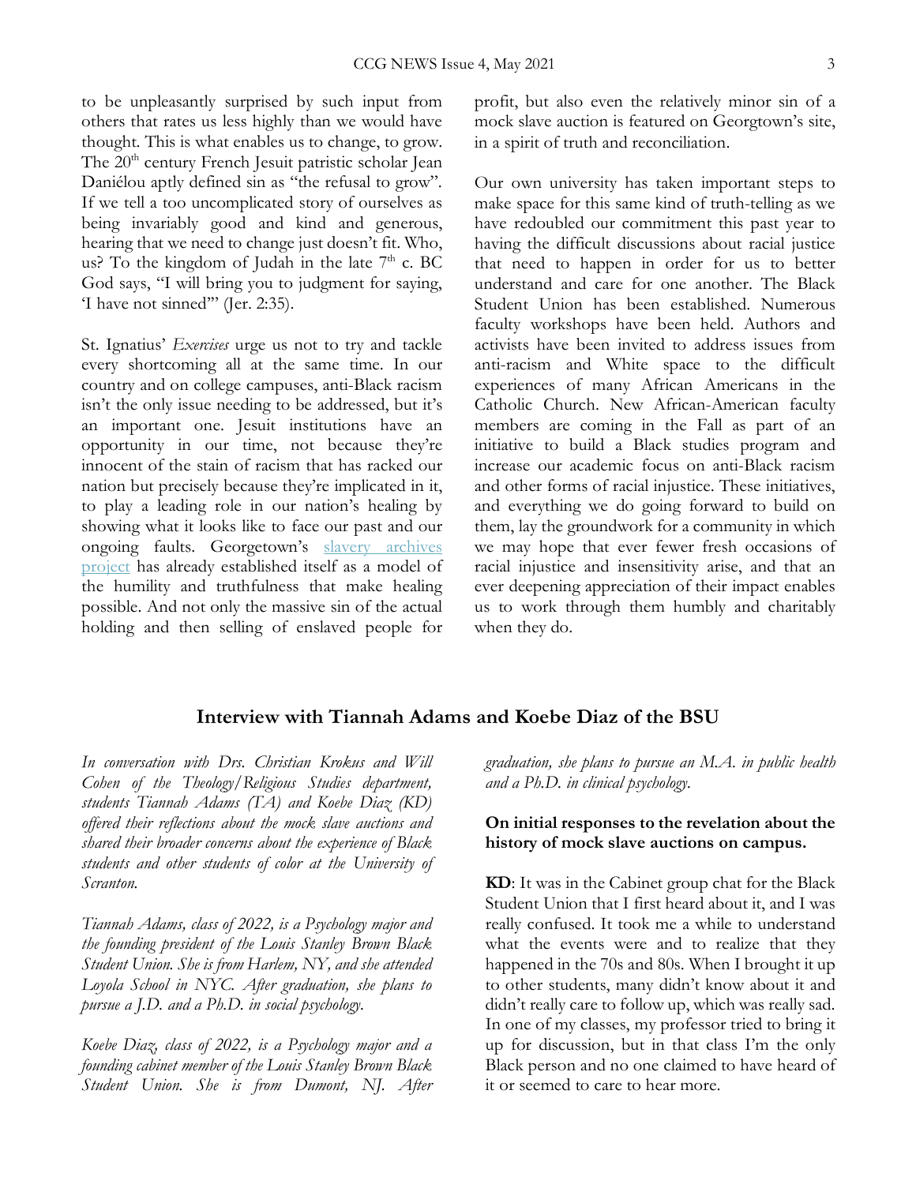to be unpleasantly surprised by such input from others that rates us less highly than we would have thought. This is what enables us to change, to grow. The 20th century French Jesuit patristic scholar Jean Daniélou aptly defined sin as "the refusal to grow". If we tell a too uncomplicated story of ourselves as being invariably good and kind and generous, hearing that we need to change just doesn't fit. Who, us? To the kingdom of Judah in the late 7th c. BC God says, "I will bring you to judgment for saying, 'I have not sinned'" (Jer. 2:35).

St. Ignatius' *Exercises* urge us not to try and tackle every shortcoming all at the same time. In our country and on college campuses, anti-Black racism isn't the only issue needing to be addressed, but it's an important one. Jesuit institutions have an opportunity in our time, not because they're innocent of the stain of racism that has racked our nation but precisely because they're implicated in it, to play a leading role in our nation's healing by showing what it looks like to face our past and our ongoing faults. Georgetown's slavery archives project has already established itself as a model of the humility and truthfulness that make healing possible. And not only the massive sin of the actual holding and then selling of enslaved people for profit, but also even the relatively minor sin of a mock slave auction is featured on Georgtown's site, in a spirit of truth and reconciliation.

Our own university has taken important steps to make space for this same kind of truth-telling as we have redoubled our commitment this past year to having the difficult discussions about racial justice that need to happen in order for us to better understand and care for one another. The Black Student Union has been established. Numerous faculty workshops have been held. Authors and activists have been invited to address issues from anti-racism and White space to the difficult experiences of many African Americans in the Catholic Church. New African-American faculty members are coming in the Fall as part of an initiative to build a Black studies program and increase our academic focus on anti-Black racism and other forms of racial injustice. These initiatives, and everything we do going forward to build on them, lay the groundwork for a community in which we may hope that ever fewer fresh occasions of racial injustice and insensitivity arise, and that an ever deepening appreciation of their impact enables us to work through them humbly and charitably when they do.

## Interview with Tiannah Adams and Koebe Diaz of the BSU

*In conversation with Drs. Christian Krokus and Will Cohen of the Theology/Religious Studies department, students Tiannah Adams (TA) and Koebe Diaz (KD) offered their reflections about the mock slave auctions and shared their broader concerns about the experience of Black students and other students of color at the University of Scranton.*

*Tiannah Adams, class of 2022, is a Psychology major and the founding president of the Louis Stanley Brown Black Student Union. She is from Harlem, NY, and she attended Loyola School in NYC. After graduation, she plans to pursue a J.D. and a Ph.D. in social psychology.*

*Koebe Diaz, class of 2022, is a Psychology major and a founding cabinet member of the Louis Stanley Brown Black Student Union. She is from Dumont, NJ. After graduation, she plans to pursue an M.A. in public health and a Ph.D. in clinical psychology.*

**On initial responses to the revelation about the history of mock slave auctions on campus.**

**KD**: It was in the Cabinet group chat for the Black Student Union that I first heard about it, and I was really confused. It took me a while to understand what the events were and to realize that they happened in the 70s and 80s. When I brought it up to other students, many didn't know about it and didn't really care to follow up, which was really sad. In one of my classes, my professor tried to bring it up for discussion, but in that class I'm the only Black person and no one claimed to have heard of it or seemed to care to hear more.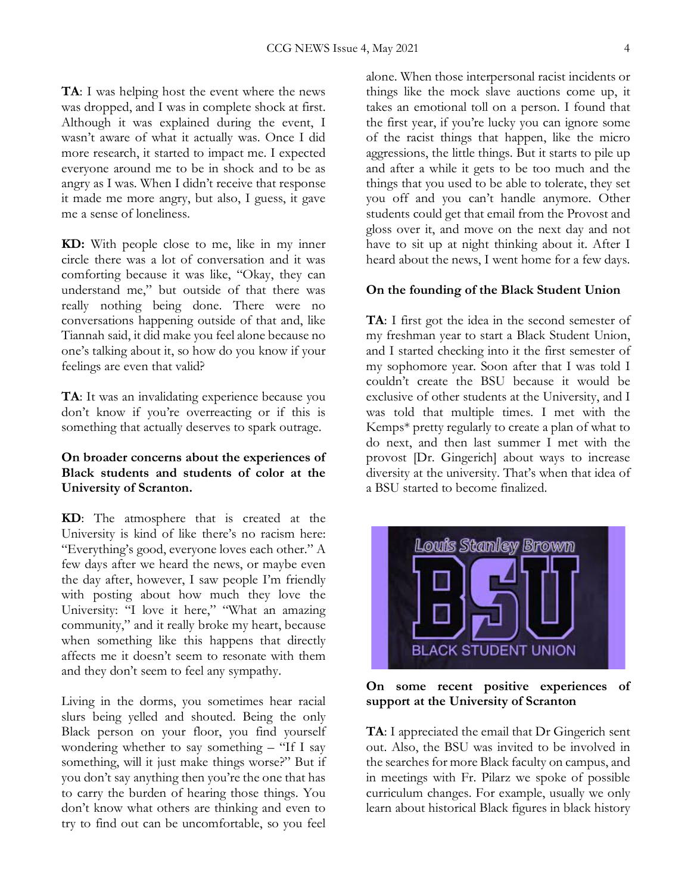**TA**: I was helping host the event where the news was dropped, and I was in complete shock at first. Although it was explained during the event, I wasn't aware of what it actually was. Once I did more research, it started to impact me. I expected everyone around me to be in shock and to be as angry as I was. When I didn't receive that response it made me more angry, but also, I guess, it gave me a sense of loneliness.

**KD:** With people close to me, like in my inner circle there was a lot of conversation and it was comforting because it was like, "Okay, they can understand me," but outside of that there was really nothing being done. There were no conversations happening outside of that and, like Tiannah said, it did make you feel alone because no one's talking about it, so how do you know if your feelings are even that valid?

**TA**: It was an invalidating experience because you don't know if you're overreacting or if this is something that actually deserves to spark outrage.

**On broader concerns about the experiences of Black students and students of color at the University of Scranton.**

**KD**: The atmosphere that is created at the University is kind of like there's no racism here: "Everything's good, everyone loves each other." A few days after we heard the news, or maybe even the day after, however, I saw people I'm friendly with posting about how much they love the University: "I love it here," "What an amazing community," and it really broke my heart, because when something like this happens that directly affects me it doesn't seem to resonate with them and they don't seem to feel any sympathy.

Living in the dorms, you sometimes hear racial slurs being yelled and shouted. Being the only Black person on your floor, you find yourself wondering whether to say something – "If I say something, will it just make things worse?" But if you don't say anything then you're the one that has to carry the burden of hearing those things. You don't know what others are thinking and even to try to find out can be uncomfortable, so you feel alone. When those interpersonal racist incidents or things like the mock slave auctions come up, it takes an emotional toll on a person. I found that the first year, if you're lucky you can ignore some of the racist things that happen, like the micro aggressions, the little things. But it starts to pile up and after a while it gets to be too much and the things that you used to be able to tolerate, they set you off and you can't handle anymore. Other students could get that email from the Provost and gloss over it, and move on the next day and not have to sit up at night thinking about it. After I heard about the news, I went home for a few days.

**On the founding of the Black Student Union**

**TA**: I first got the idea in the second semester of my freshman year to start a Black Student Union, and I started checking into it the first semester of my sophomore year. Soon after that I was told I couldn't create the BSU because it would be exclusive of other students at the University, and I was told that multiple times. I met with the Kemps* pretty regularly to create a plan of what to do next, and then last summer I met with the provost [Dr. Gingerich] about ways to increase diversity at the university. That's when that idea of a BSU started to become finalized.

Louis Stanley Brown BSU BLACK STUDENT UNION

**On some recent positive experiences of support at the University of Scranton**

**TA**: I appreciated the email that Dr Gingerich sent out. Also, the BSU was invited to be involved in the searches for more Black faculty on campus, and in meetings with Fr. Pilarz we spoke of possible curriculum changes. For example, usually we only learn about historical Black figures in black history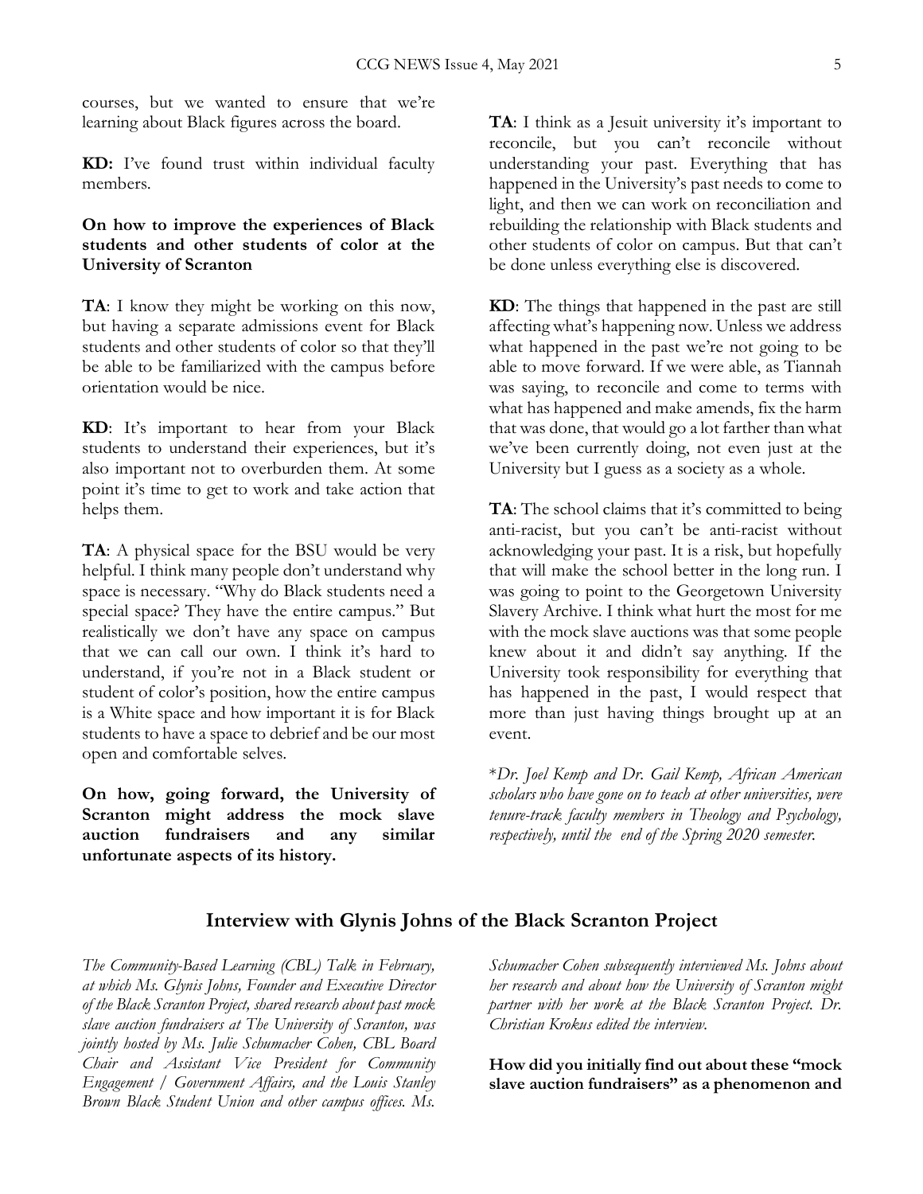courses, but we wanted to ensure that we're learning about Black figures across the board.

**KD:** I've found trust within individual faculty members.

**On how to improve the experiences of Black students and other students of color at the University of Scranton**

**TA**: I know they might be working on this now, but having a separate admissions event for Black students and other students of color so that they'll be able to be familiarized with the campus before orientation would be nice.

**KD**: It's important to hear from your Black students to understand their experiences, but it's also important not to overburden them. At some point it's time to get to work and take action that helps them.

**TA**: A physical space for the BSU would be very helpful. I think many people don't understand why space is necessary. "Why do Black students need a special space? They have the entire campus." But realistically we don't have any space on campus that we can call our own. I think it's hard to understand, if you're not in a Black student or student of color's position, how the entire campus is a White space and how important it is for Black students to have a space to debrief and be our most open and comfortable selves.

**On how, going forward, the University of Scranton might address the mock slave auction fundraisers and any similar unfortunate aspects of its history.**

**TA**: I think as a Jesuit university it's important to reconcile, but you can't reconcile without understanding your past. Everything that has happened in the University's past needs to come to light, and then we can work on reconciliation and rebuilding the relationship with Black students and other students of color on campus. But that can't be done unless everything else is discovered.

**KD**: The things that happened in the past are still affecting what's happening now. Unless we address what happened in the past we're not going to be able to move forward. If we were able, as Tiannah was saying, to reconcile and come to terms with what has happened and make amends, fix the harm that was done, that would go a lot farther than what we've been currently doing, not even just at the University but I guess as a society as a whole.

**TA**: The school claims that it's committed to being anti-racist, but you can't be anti-racist without acknowledging your past. It is a risk, but hopefully that will make the school better in the long run. I was going to point to the Georgetown University Slavery Archive. I think what hurt the most for me with the mock slave auctions was that some people knew about it and didn't say anything. If the University took responsibility for everything that has happened in the past, I would respect that more than just having things brought up at an event.

*\*Dr. Joel Kemp and Dr. Gail Kemp, African American scholars who have gone on to teach at other universities, were tenure-track faculty members in Theology and Psychology, respectively, until the end of the Spring 2020 semester.*

## Interview with Glynis Johns of the Black Scranton Project

*The Community-Based Learning (CBL) Talk in February, at which Ms. Glynis Johns, Founder and Executive Director of the Black Scranton Project, shared research about past mock slave auction fundraisers at The University of Scranton, was jointly hosted by Ms. Julie Schumacher Cohen, CBL Board Chair and Assistant Vice President for Community Engagement / Government Affairs, and the Louis Stanley Brown Black Student Union and other campus offices. Ms. Schumacher Cohen subsequently interviewed Ms. Johns about her research and about how the University of Scranton might partner with her work at the Black Scranton Project. Dr. Christian Krokus edited the interview.*

**How did you initially find out about these "mock slave auction fundraisers" as a phenomenon and**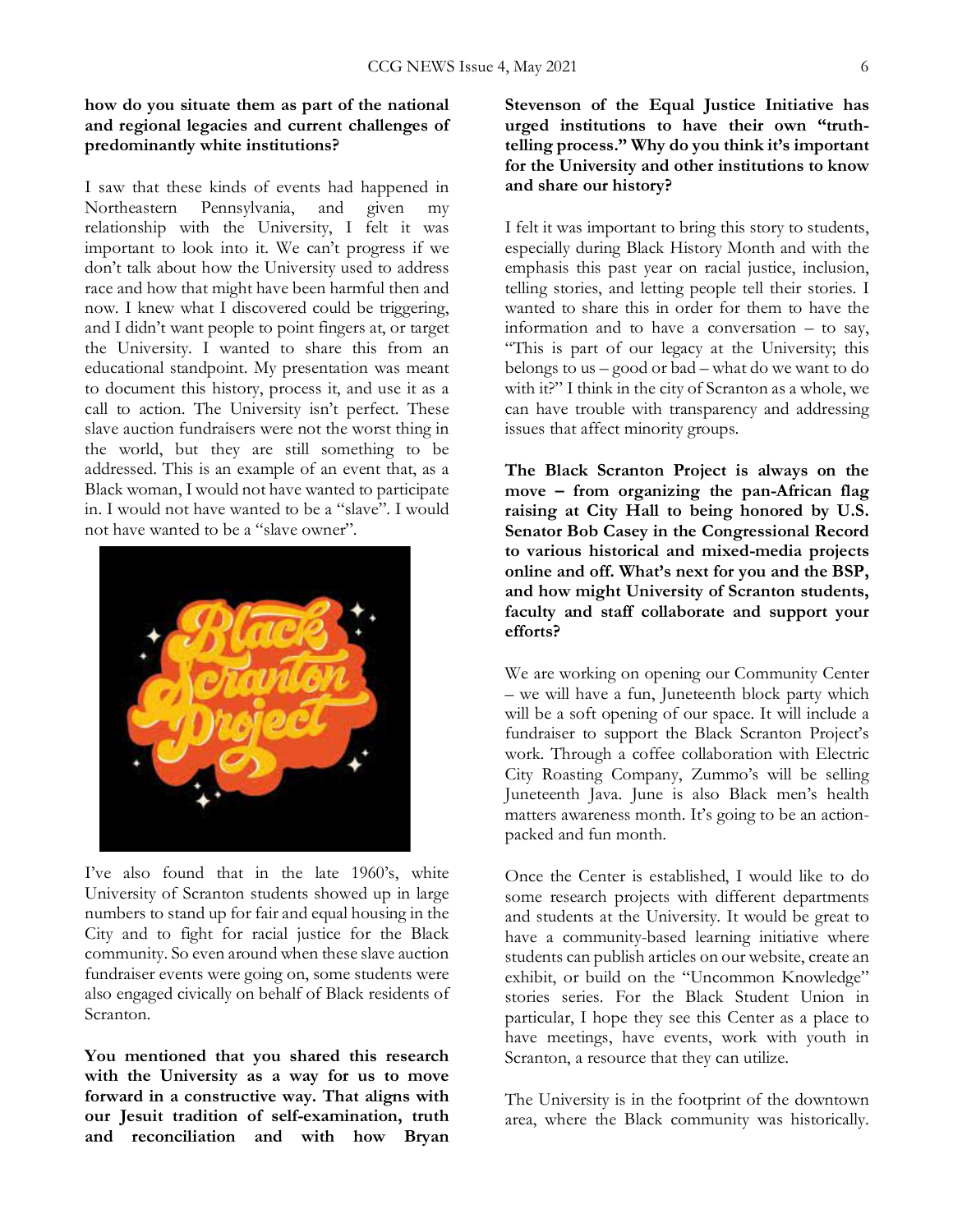**how do you situate them as part of the national and regional legacies and current challenges of predominantly white institutions?**

I saw that these kinds of events had happened in Northeastern Pennsylvania, and given my relationship with the University, I felt it was important to look into it. We can't progress if we don't talk about how the University used to address race and how that might have been harmful then and now. I knew what I discovered could be triggering, and I didn't want people to point fingers at, or target the University. I wanted to share this from an educational standpoint. My presentation was meant to document this history, process it, and use it as a call to action. The University isn't perfect. These slave auction fundraisers were not the worst thing in the world, but they are still something to be addressed. This is an example of an event that, as a Black woman, I would not have wanted to participate in. I would not have wanted to be a "slave". I would not have wanted to be a "slave owner".

I've also found that in the late 1960's, white University of Scranton students showed up in large numbers to stand up for fair and equal housing in the City and to fight for racial justice for the Black community. So even around when these slave auction fundraiser events were going on, some students were also engaged civically on behalf of Black residents of Scranton.

**You mentioned that you shared this research with the University as a way for us to move forward in a constructive way. That aligns with our Jesuit tradition of self-examination, truth and reconciliation and with how Bryan Stevenson of the Equal Justice Initiative has urged institutions to have their own "truth-telling process." Why do you think it's important for the University and other institutions to know and share our history?**

I felt it was important to bring this story to students, especially during Black History Month and with the emphasis this past year on racial justice, inclusion, telling stories, and letting people tell their stories. I wanted to share this in order for them to have the information and to have a conversation – to say, "This is part of our legacy at the University; this belongs to us – good or bad – what do we want to do with it?" I think in the city of Scranton as a whole, we can have trouble with transparency and addressing issues that affect minority groups.

**The Black Scranton Project is always on the move – from organizing the pan-African flag raising at City Hall to being honored by U.S. Senator Bob Casey in the Congressional Record to various historical and mixed-media projects online and off. What's next for you and the BSP, and how might University of Scranton students, faculty and staff collaborate and support your efforts?**

We are working on opening our Community Center – we will have a fun, Juneteenth block party which will be a soft opening of our space. It will include a fundraiser to support the Black Scranton Project's work. Through a coffee collaboration with Electric City Roasting Company, Zummo's will be selling Juneteenth Java. June is also Black men's health matters awareness month. It's going to be an action-packed and fun month.

Once the Center is established, I would like to do some research projects with different departments and students at the University. It would be great to have a community-based learning initiative where students can publish articles on our website, create an exhibit, or build on the "Uncommon Knowledge" stories series. For the Black Student Union in particular, I hope they see this Center as a place to have meetings, have events, work with youth in Scranton, a resource that they can utilize.

The University is in the footprint of the downtown area, where the Black community was historically.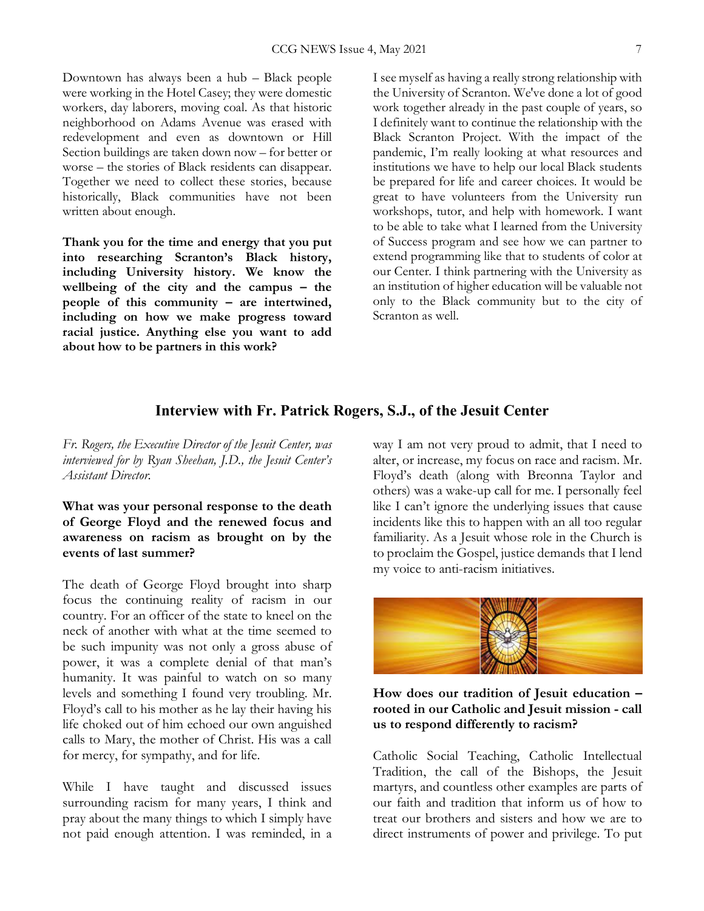Downtown has always been a hub – Black people were working in the Hotel Casey; they were domestic workers, day laborers, moving coal. As that historic neighborhood on Adams Avenue was erased with redevelopment and even as downtown or Hill Section buildings are taken down now – for better or worse – the stories of Black residents can disappear. Together we need to collect these stories, because historically, Black communities have not been written about enough.

**Thank you for the time and energy that you put into researching Scranton's Black history, including University history. We know the wellbeing of the city and the campus – the people of this community – are intertwined, including on how we make progress toward racial justice. Anything else you want to add about how to be partners in this work?**

I see myself as having a really strong relationship with the University of Scranton. We've done a lot of good work together already in the past couple of years, so I definitely want to continue the relationship with the Black Scranton Project. With the impact of the pandemic, I'm really looking at what resources and institutions we have to help our local Black students be prepared for life and career choices. It would be great to have volunteers from the University run workshops, tutor, and help with homework. I want to be able to take what I learned from the University of Success program and see how we can partner to extend programming like that to students of color at our Center. I think partnering with the University as an institution of higher education will be valuable not only to the Black community but to the city of Scranton as well.

## Interview with Fr. Patrick Rogers, S.J., of the Jesuit Center

*Fr. Rogers, the Executive Director of the Jesuit Center, was interviewed for by Ryan Sheehan, J.D., the Jesuit Center's Assistant Director.*

**What was your personal response to the death of George Floyd and the renewed focus and awareness on racism as brought on by the events of last summer?**

The death of George Floyd brought into sharp focus the continuing reality of racism in our country. For an officer of the state to kneel on the neck of another with what at the time seemed to be such impunity was not only a gross abuse of power, it was a complete denial of that man's humanity. It was painful to watch on so many levels and something I found very troubling. Mr. Floyd's call to his mother as he lay their having his life choked out of him echoed our own anguished calls to Mary, the mother of Christ. His was a call for mercy, for sympathy, and for life.

While I have taught and discussed issues surrounding racism for many years, I think and pray about the many things to which I simply have not paid enough attention. I was reminded, in a way I am not very proud to admit, that I need to alter, or increase, my focus on race and racism. Mr. Floyd's death (along with Breonna Taylor and others) was a wake-up call for me. I personally feel like I can't ignore the underlying issues that cause incidents like this to happen with an all too regular familiarity. As a Jesuit whose role in the Church is to proclaim the Gospel, justice demands that I lend my voice to anti-racism initiatives.

**How does our tradition of Jesuit education – rooted in our Catholic and Jesuit mission - call us to respond differently to racism?**

Catholic Social Teaching, Catholic Intellectual Tradition, the call of the Bishops, the Jesuit martyrs, and countless other examples are parts of our faith and tradition that inform us of how to treat our brothers and sisters and how we are to direct instruments of power and privilege. To put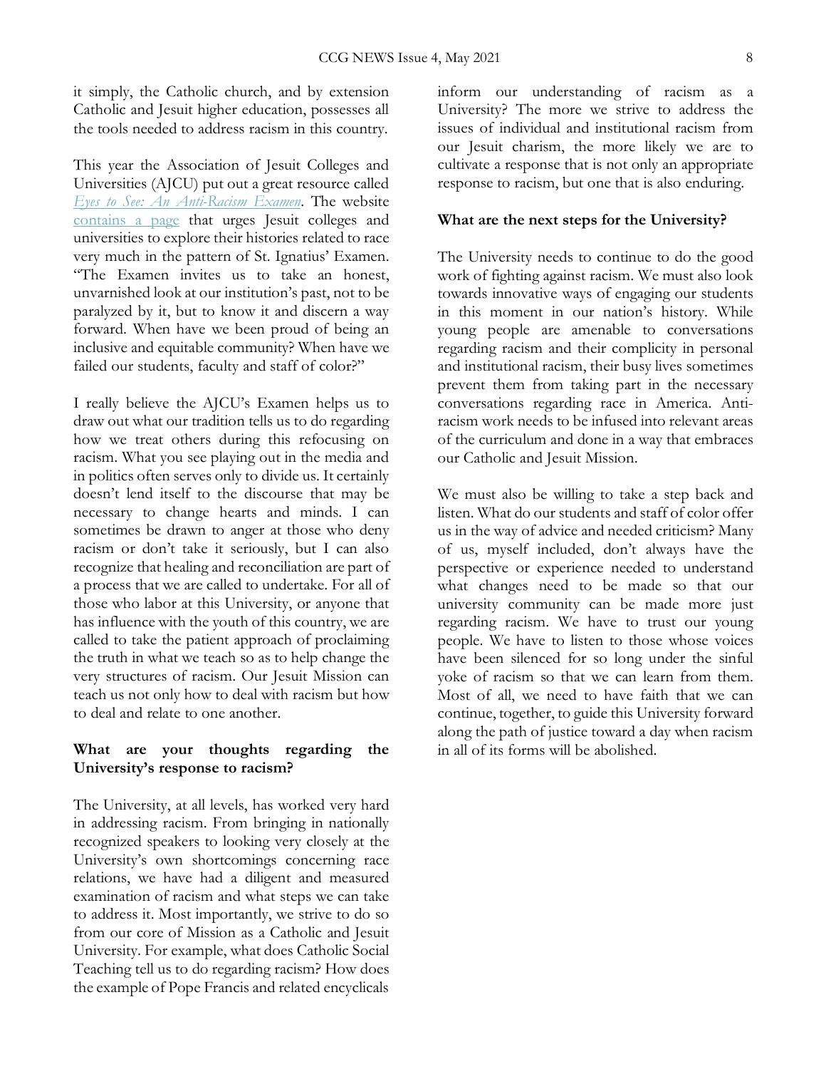it simply, the Catholic church, and by extension Catholic and Jesuit higher education, possesses all the tools needed to address racism in this country.

This year the Association of Jesuit Colleges and Universities (AJCU) put out a great resource called *Eyes to See: An Anti-Racism Examen*. The website contains a page that urges Jesuit colleges and universities to explore their histories related to race very much in the pattern of St. Ignatius' Examen. "The Examen invites us to take an honest, unvarnished look at our institution's past, not to be paralyzed by it, but to know it and discern a way forward. When have we been proud of being an inclusive and equitable community? When have we failed our students, faculty and staff of color?"

I really believe the AJCU's Examen helps us to draw out what our tradition tells us to do regarding how we treat others during this refocusing on racism. What you see playing out in the media and in politics often serves only to divide us. It certainly doesn't lend itself to the discourse that may be necessary to change hearts and minds. I can sometimes be drawn to anger at those who deny racism or don't take it seriously, but I can also recognize that healing and reconciliation are part of a process that we are called to undertake. For all of those who labor at this University, or anyone that has influence with the youth of this country, we are called to take the patient approach of proclaiming the truth in what we teach so as to help change the very structures of racism. Our Jesuit Mission can teach us not only how to deal with racism but how to deal and relate to one another.

**What are your thoughts regarding the University's response to racism?**

The University, at all levels, has worked very hard in addressing racism. From bringing in nationally recognized speakers to looking very closely at the University's own shortcomings concerning race relations, we have had a diligent and measured examination of racism and what steps we can take to address it. Most importantly, we strive to do so from our core of Mission as a Catholic and Jesuit University. For example, what does Catholic Social Teaching tell us to do regarding racism? How does the example of Pope Francis and related encyclicals inform our understanding of racism as a University? The more we strive to address the issues of individual and institutional racism from our Jesuit charism, the more likely we are to cultivate a response that is not only an appropriate response to racism, but one that is also enduring.

**What are the next steps for the University?**

The University needs to continue to do the good work of fighting against racism. We must also look towards innovative ways of engaging our students in this moment in our nation's history. While young people are amenable to conversations regarding racism and their complicity in personal and institutional racism, their busy lives sometimes prevent them from taking part in the necessary conversations regarding race in America. Anti-racism work needs to be infused into relevant areas of the curriculum and done in a way that embraces our Catholic and Jesuit Mission.

We must also be willing to take a step back and listen. What do our students and staff of color offer us in the way of advice and needed criticism? Many of us, myself included, don't always have the perspective or experience needed to understand what changes need to be made so that our university community can be made more just regarding racism. We have to trust our young people. We have to listen to those whose voices have been silenced for so long under the sinful yoke of racism so that we can learn from them. Most of all, we need to have faith that we can continue, together, to guide this University forward along the path of justice toward a day when racism in all of its forms will be abolished.